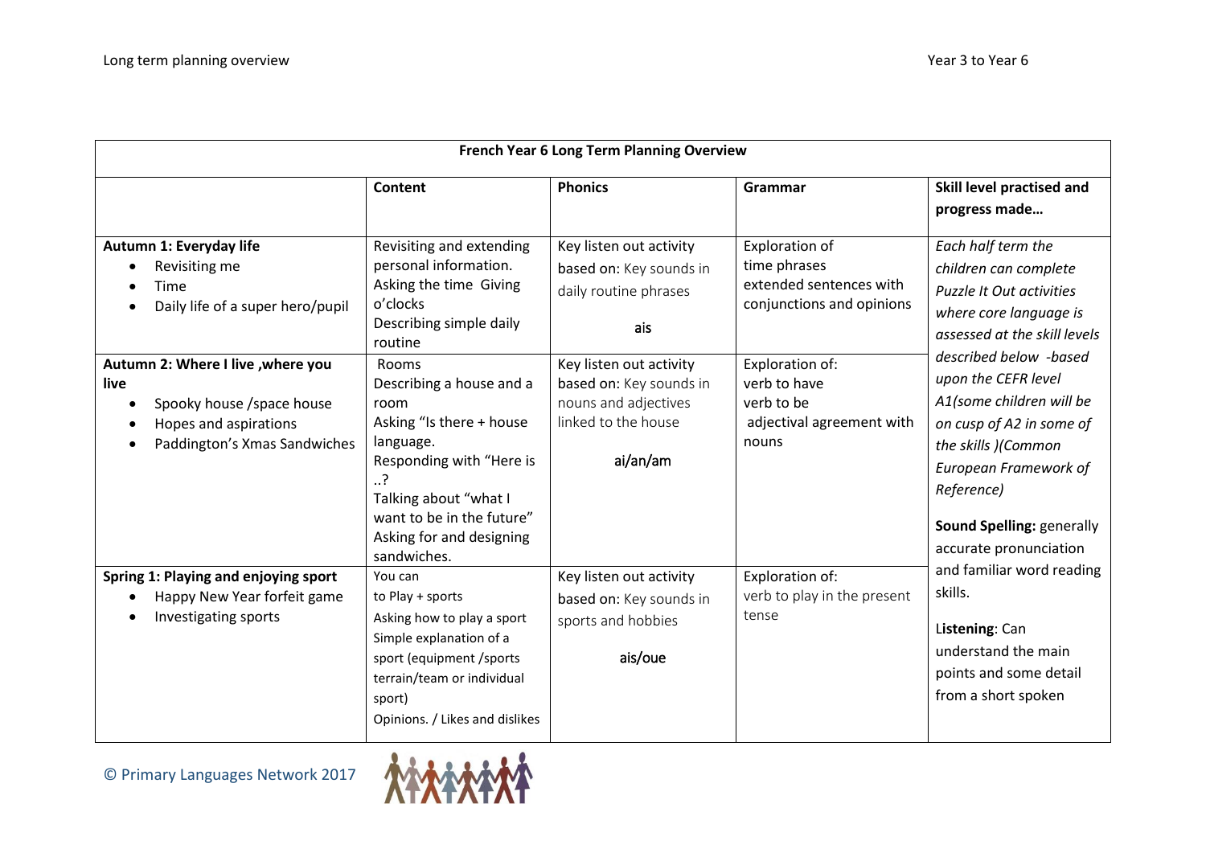| French Year 6 Long Term Planning Overview | | | | |
|---|---|---|---|---|
| | **Content** | **Phonics** | **Grammar** | **Skill level practised and progress made…** |
| **Autumn 1: Everyday life**<br>• Revisiting me<br>• Time<br>• Daily life of a super hero/pupil | Revisiting and extending personal information.<br>Asking the time Giving o'clocks<br>Describing simple daily routine | Key listen out activity based on: Key sounds in daily routine phrases<br><br>ais | Exploration of time phrases<br>extended sentences with conjunctions and opinions | *Each half term the children can complete Puzzle It Out activities where core language is assessed at the skill levels described below -based upon the CEFR level A1(some children will be on cusp of A2 in some of the skills )(Common European Framework of Reference)*<br><br>**Sound Spelling:** generally accurate pronunciation and familiar word reading skills.<br><br>**Listening**: Can understand the main points and some detail from a short spoken |
| **Autumn 2: Where I live ,where you live**<br>• Spooky house /space house<br>• Hopes and aspirations<br>• Paddington's Xmas Sandwiches | Rooms<br>Describing a house and a room<br>Asking "Is there + house language.<br>Responding with "Here is ..?<br>Talking about "what I want to be in the future"<br>Asking for and designing sandwiches. | Key listen out activity based on: Key sounds in nouns and adjectives linked to the house<br><br>ai/an/am | Exploration of:<br>verb to have<br>verb to be<br>adjectival agreement with nouns | |
| **Spring 1: Playing and enjoying sport**<br>• Happy New Year forfeit game<br>• Investigating sports | You can<br>to Play + sports<br>Asking how to play a sport<br>Simple explanation of a sport (equipment /sports terrain/team or individual sport)<br>Opinions. / Likes and dislikes | Key listen out activity based on: Key sounds in sports and hobbies<br><br>ais/oue | Exploration of:<br>verb to play in the present tense | |

© Primary Languages Network 2017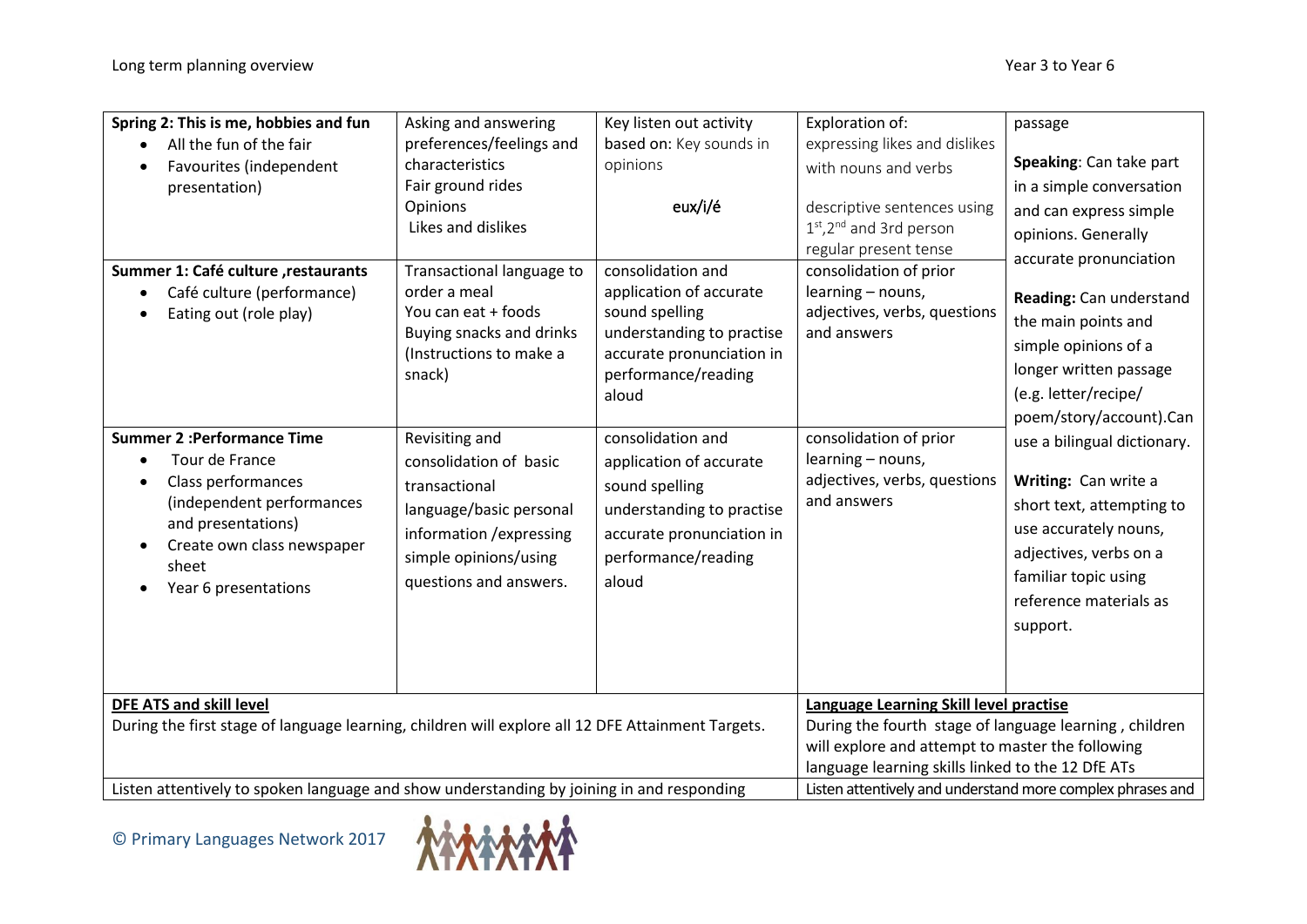| | | | | |
|---|---|---|---|---|
| **Spring 2: This is me, hobbies and fun**<br>• All the fun of the fair<br>• Favourites (independent presentation) | Asking and answering preferences/feelings and characteristics<br>Fair ground rides<br>Opinions<br>Likes and dislikes | Key listen out activity based on: Key sounds in opinions<br><br>eux/i/é | Exploration of:<br>expressing likes and dislikes with nouns and verbs<br><br>descriptive sentences using 1st,2nd and 3rd person regular present tense | passage<br><br>**Speaking**: Can take part in a simple conversation and can express simple opinions. Generally accurate pronunciation<br><br>**Reading:** Can understand the main points and simple opinions of a longer written passage (e.g. letter/recipe/ poem/story/account).Can use a bilingual dictionary.<br><br>**Writing:** Can write a short text, attempting to use accurately nouns, adjectives, verbs on a familiar topic using reference materials as support. |
| **Summer 1: Café culture ,restaurants**<br>• Café culture (performance)<br>• Eating out (role play) | Transactional language to order a meal<br>You can eat + foods<br>Buying snacks and drinks<br>(Instructions to make a snack) | consolidation and application of accurate sound spelling understanding to practise accurate pronunciation in performance/reading aloud | consolidation of prior learning – nouns, adjectives, verbs, questions and answers | |
| **Summer 2 :Performance Time**<br>• Tour de France<br>• Class performances (independent performances and presentations)<br>• Create own class newspaper sheet<br>• Year 6 presentations | Revisiting and consolidation of basic transactional language/basic personal information /expressing simple opinions/using questions and answers. | consolidation and application of accurate sound spelling understanding to practise accurate pronunciation in performance/reading aloud | consolidation of prior learning – nouns, adjectives, verbs, questions and answers | |

| | |
|---|---|
| **DFE ATS and skill level**<br>During the first stage of language learning, children will explore all 12 DFE Attainment Targets. | **Language Learning Skill level practise**<br>During the fourth stage of language learning , children will explore and attempt to master the following language learning skills linked to the 12 DfE ATs |
| Listen attentively to spoken language and show understanding by joining in and responding | Listen attentively and understand more complex phrases and |

© Primary Languages Network 2017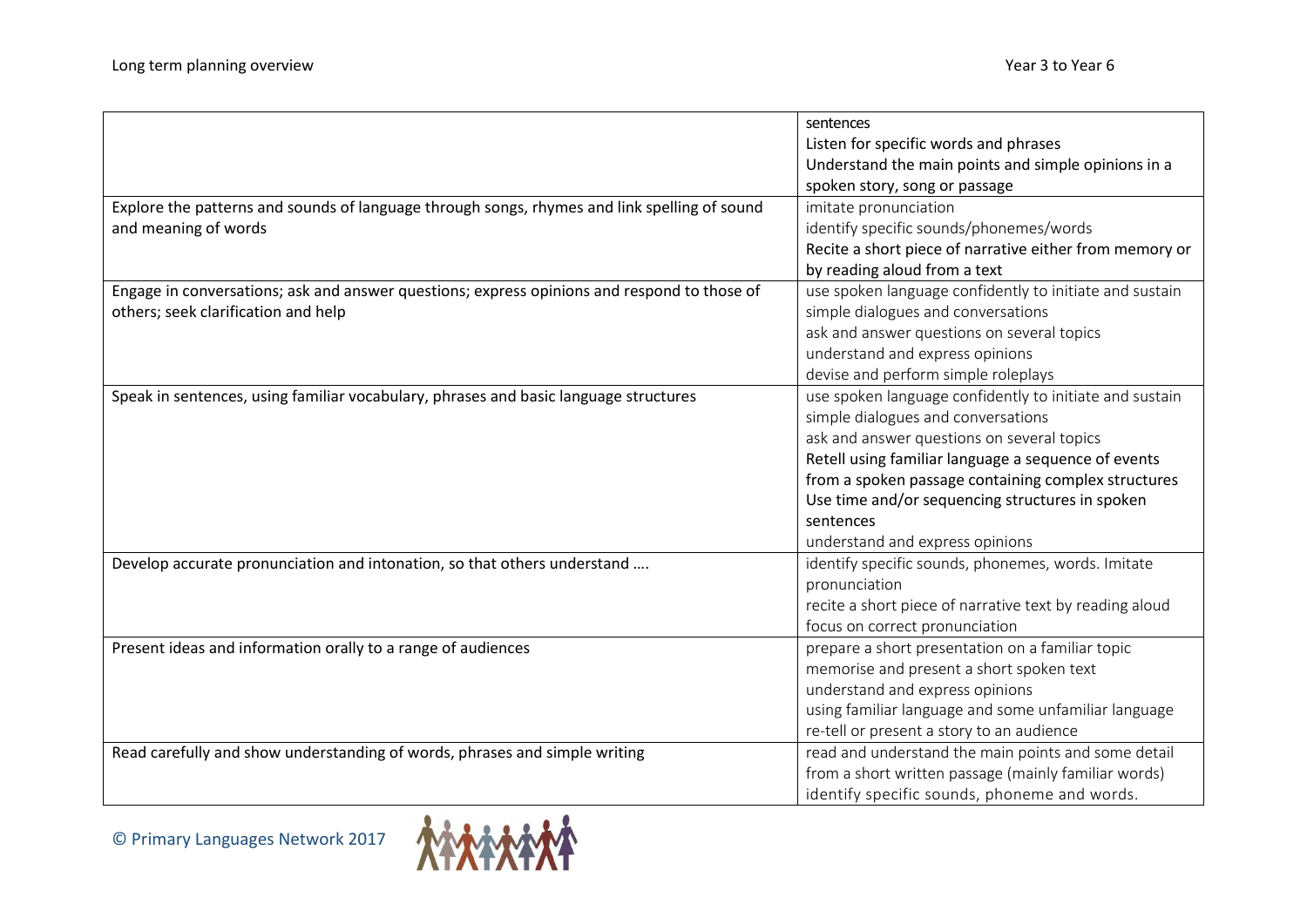| | |
|---|---|
| | sentences<br>Listen for specific words and phrases<br>Understand the main points and simple opinions in a spoken story, song or passage |
| Explore the patterns and sounds of language through songs, rhymes and link spelling of sound and meaning of words | imitate pronunciation<br>identify specific sounds/phonemes/words<br>Recite a short piece of narrative either from memory or by reading aloud from a text |
| Engage in conversations; ask and answer questions; express opinions and respond to those of others; seek clarification and help | use spoken language confidently to initiate and sustain simple dialogues and conversations<br>ask and answer questions on several topics<br>understand and express opinions<br>devise and perform simple roleplays |
| Speak in sentences, using familiar vocabulary, phrases and basic language structures | use spoken language confidently to initiate and sustain simple dialogues and conversations<br>ask and answer questions on several topics<br>Retell using familiar language a sequence of events from a spoken passage containing complex structures<br>Use time and/or sequencing structures in spoken sentences<br>understand and express opinions |
| Develop accurate pronunciation and intonation, so that others understand …. | identify specific sounds, phonemes, words. Imitate pronunciation<br>recite a short piece of narrative text by reading aloud focus on correct pronunciation |
| Present ideas and information orally to a range of audiences | prepare a short presentation on a familiar topic<br>memorise and present a short spoken text<br>understand and express opinions<br>using familiar language and some unfamiliar language<br>re-tell or present a story to an audience |
| Read carefully and show understanding of words, phrases and simple writing | read and understand the main points and some detail from a short written passage (mainly familiar words)<br>identify specific sounds, phoneme and words. |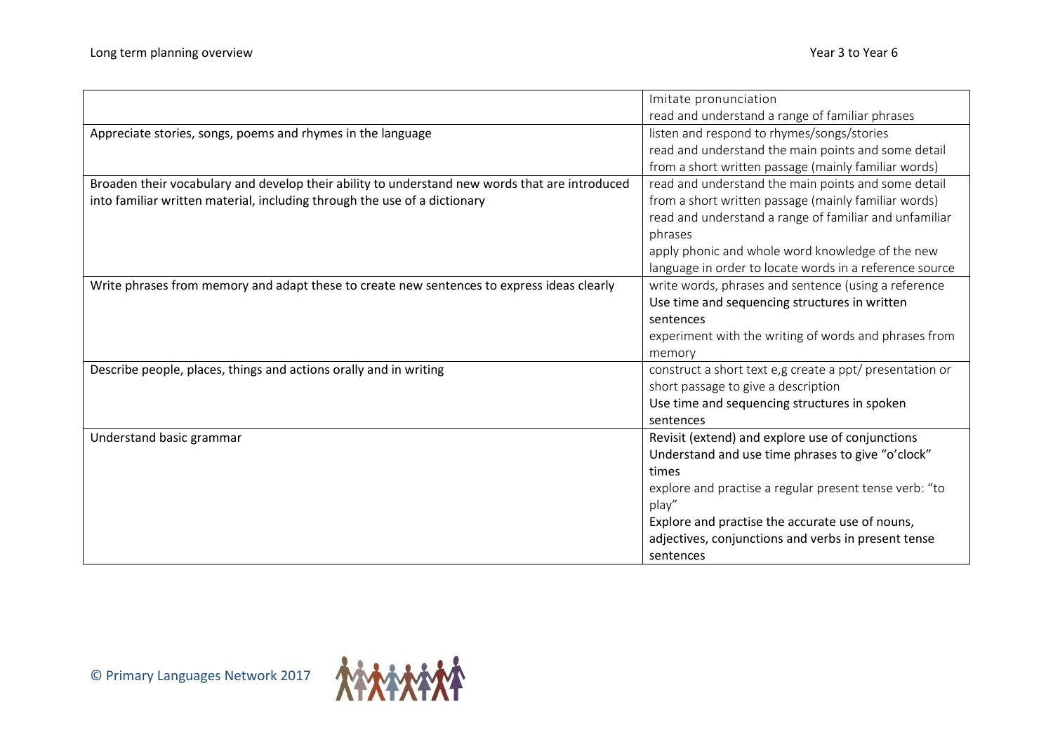| | |
|---|---|
| | Imitate pronunciation<br>read and understand a range of familiar phrases |
| Appreciate stories, songs, poems and rhymes in the language | listen and respond to rhymes/songs/stories<br>read and understand the main points and some detail from a short written passage (mainly familiar words) |
| Broaden their vocabulary and develop their ability to understand new words that are introduced into familiar written material, including through the use of a dictionary | read and understand the main points and some detail from a short written passage (mainly familiar words)<br>read and understand a range of familiar and unfamiliar phrases<br>apply phonic and whole word knowledge of the new language in order to locate words in a reference source |
| Write phrases from memory and adapt these to create new sentences to express ideas clearly | write words, phrases and sentence (using a reference<br>Use time and sequencing structures in written sentences<br>experiment with the writing of words and phrases from memory |
| Describe people, places, things and actions orally and in writing | construct a short text e,g create a ppt/ presentation or short passage to give a description<br>Use time and sequencing structures in spoken sentences |
| Understand basic grammar | Revisit (extend) and explore use of conjunctions<br>Understand and use time phrases to give "o'clock" times<br>explore and practise a regular present tense verb: "to play"<br>Explore and practise the accurate use of nouns, adjectives, conjunctions and verbs in present tense sentences |

© Primary Languages Network 2017